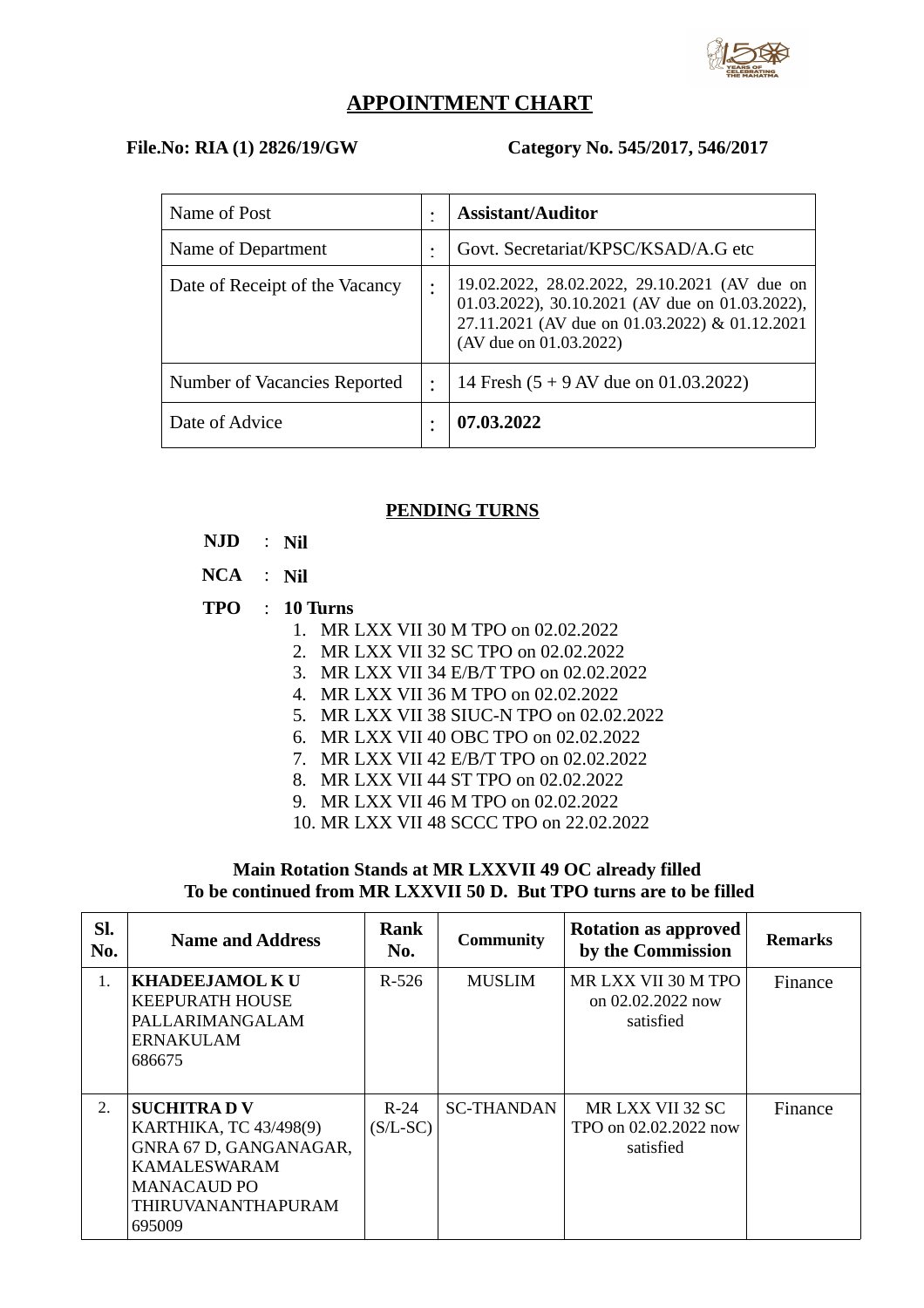# APPOINTMENT CHART

**File.No: RIA (1) 2826/19/GW** **Category No. 545/2017, 546/2017**

| | | |
|---|---|---|
| Name of Post | : | **Assistant/Auditor** |
| Name of Department | : | Govt. Secretariat/KPSC/KSAD/A.G etc |
| Date of Receipt of the Vacancy | : | 19.02.2022, 28.02.2022, 29.10.2021 (AV due on 01.03.2022), 30.10.2021 (AV due on 01.03.2022), 27.11.2021 (AV due on 01.03.2022) & 01.12.2021 (AV due on 01.03.2022) |
| Number of Vacancies Reported | : | 14 Fresh (5 + 9 AV due on 01.03.2022) |
| Date of Advice | : | **07.03.2022** |

## PENDING TURNS

**NJD** : **Nil**

**NCA** : **Nil**

**TPO** : **10 Turns**

1. MR LXX VII 30 M TPO on 02.02.2022
2. MR LXX VII 32 SC TPO on 02.02.2022
3. MR LXX VII 34 E/B/T TPO on 02.02.2022
4. MR LXX VII 36 M TPO on 02.02.2022
5. MR LXX VII 38 SIUC-N TPO on 02.02.2022
6. MR LXX VII 40 OBC TPO on 02.02.2022
7. MR LXX VII 42 E/B/T TPO on 02.02.2022
8. MR LXX VII 44 ST TPO on 02.02.2022
9. MR LXX VII 46 M TPO on 02.02.2022
10. MR LXX VII 48 SCCC TPO on 22.02.2022

**Main Rotation Stands at MR LXXVII 49 OC already filled**
**To be continued from MR LXXVII 50 D. But TPO turns are to be filled**

| Sl. No. | Name and Address | Rank No. | Community | Rotation as approved by the Commission | Remarks |
|---|---|---|---|---|---|
| 1. | **KHADEEJAMOL K U**<br>KEEPURATH HOUSE<br>PALLARIMANGALAM<br>ERNAKULAM<br>686675 | R-526 | MUSLIM | MR LXX VII 30 M TPO on 02.02.2022 now satisfied | Finance |
| 2. | **SUCHITRA D V**<br>KARTHIKA, TC 43/498(9)<br>GNRA 67 D, GANGANAGAR,<br>KAMALESWARAM<br>MANACAUD PO<br>THIRUVANANTHAPURAM<br>695009 | R-24 (S/L-SC) | SC-THANDAN | MR LXX VII 32 SC TPO on 02.02.2022 now satisfied | Finance |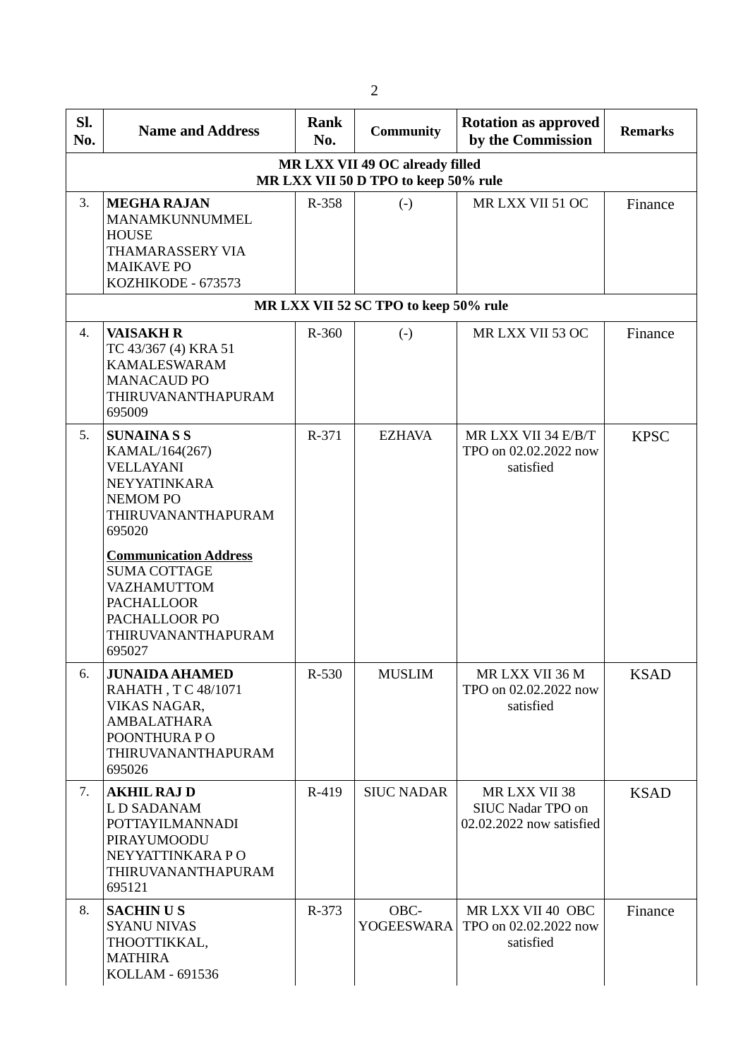| Sl. No. | Name and Address | Rank No. | Community | Rotation as approved by the Commission | Remarks |
|---|---|---|---|---|---|
| **MR LXX VII 49 OC already filled<br>MR LXX VII 50 D TPO to keep 50% rule** | | | | | |
| 3. | **MEGHA RAJAN**<br>MANAMKUNNUMMEL HOUSE<br>THAMARASSERY VIA<br>MAIKAVE PO<br>KOZHIKODE - 673573 | R-358 | (-) | MR LXX VII 51 OC | Finance |
| **MR LXX VII 52 SC TPO to keep 50% rule** | | | | | |
| 4. | **VAISAKH R**<br>TC 43/367 (4) KRA 51<br>KAMALESWARAM<br>MANACAUD PO<br>THIRUVANANTHAPURAM 695009 | R-360 | (-) | MR LXX VII 53 OC | Finance |
| 5. | **SUNAINA S S**<br>KAMAL/164(267)<br>VELLAYANI<br>NEYYATINKARA<br>NEMOM PO<br>THIRUVANANTHAPURAM 695020<br><br>**Communication Address**<br>SUMA COTTAGE<br>VAZHAMUTTOM<br>PACHALLOOR<br>PACHALLOOR PO<br>THIRUVANANTHAPURAM 695027 | R-371 | EZHAVA | MR LXX VII 34 E/B/T TPO on 02.02.2022 now satisfied | KPSC |
| 6. | **JUNAIDA AHAMED**<br>RAHATH , T C 48/1071<br>VIKAS NAGAR,<br>AMBALATHARA<br>POONTHURA P O<br>THIRUVANANTHAPURAM 695026 | R-530 | MUSLIM | MR LXX VII 36 M TPO on 02.02.2022 now satisfied | KSAD |
| 7. | **AKHIL RAJ D**<br>L D SADANAM<br>POTTAYILMANNADI<br>PIRAYUMOODU<br>NEYYATTINKARA P O<br>THIRUVANANTHAPURAM 695121 | R-419 | SIUC NADAR | MR LXX VII 38 SIUC Nadar TPO on 02.02.2022 now satisfied | KSAD |
| 8. | **SACHIN U S**<br>SYANU NIVAS<br>THOOTTIKKAL,<br>MATHIRA<br>KOLLAM - 691536 | R-373 | OBC-YOGEESWARA | MR LXX VII 40 OBC TPO on 02.02.2022 now satisfied | Finance |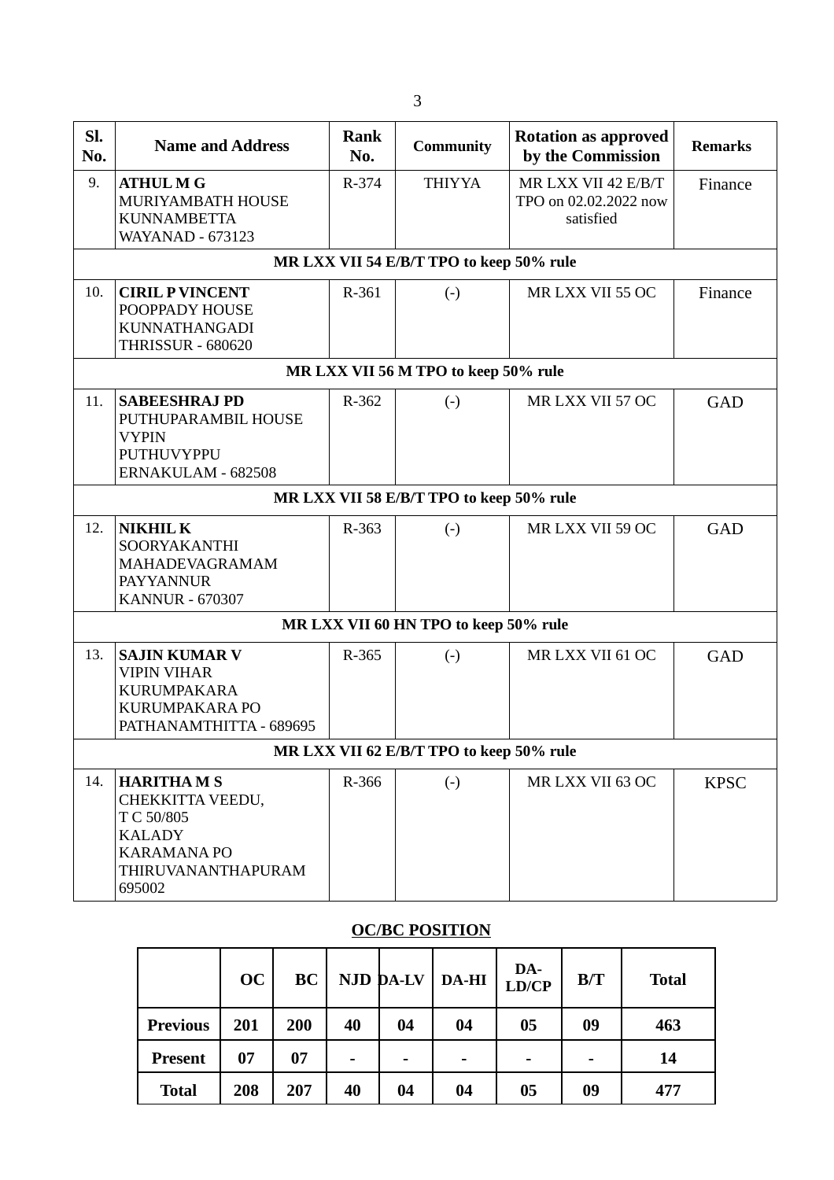| Sl. No. | Name and Address | Rank No. | Community | Rotation as approved by the Commission | Remarks |
|---|---|---|---|---|---|
| 9. | **ATHUL M G**<br>MURIYAMBATH HOUSE<br>KUNNAMBETTA<br>WAYANAD - 673123 | R-374 | THIYYA | MR LXX VII 42 E/B/T TPO on 02.02.2022 now satisfied | Finance |
| **MR LXX VII 54 E/B/T TPO to keep 50% rule** | | | | | |
| 10. | **CIRIL P VINCENT**<br>POOPPADY HOUSE<br>KUNNATHANGADI<br>THRISSUR - 680620 | R-361 | (-) | MR LXX VII 55 OC | Finance |
| **MR LXX VII 56 M TPO to keep 50% rule** | | | | | |
| 11. | **SABEESHRAJ PD**<br>PUTHUPARAMBIL HOUSE<br>VYPIN<br>PUTHUVYPPU<br>ERNAKULAM - 682508 | R-362 | (-) | MR LXX VII 57 OC | GAD |
| **MR LXX VII 58 E/B/T TPO to keep 50% rule** | | | | | |
| 12. | **NIKHIL K**<br>SOORYAKANTHI<br>MAHADEVAGRAMAM<br>PAYYANNUR<br>KANNUR - 670307 | R-363 | (-) | MR LXX VII 59 OC | GAD |
| **MR LXX VII 60 HN TPO to keep 50% rule** | | | | | |
| 13. | **SAJIN KUMAR V**<br>VIPIN VIHAR<br>KURUMPAKARA<br>KURUMPAKARA PO<br>PATHANAMTHITTA - 689695 | R-365 | (-) | MR LXX VII 61 OC | GAD |
| **MR LXX VII 62 E/B/T TPO to keep 50% rule** | | | | | |
| 14. | **HARITHA M S**<br>CHEKKITTA VEEDU,<br>T C 50/805<br>KALADY<br>KARAMANA PO<br>THIRUVANANTHAPURAM<br>695002 | R-366 | (-) | MR LXX VII 63 OC | KPSC |

**OC/BC POSITION**

| | OC | BC | NJD | DA-LV | DA-HI | DA-LD/CP | B/T | Total |
|---|---|---|---|---|---|---|---|---|
| **Previous** | **201** | **200** | **40** | **04** | **04** | **05** | **09** | **463** |
| **Present** | **07** | **07** | **-** | **-** | **-** | **-** | **-** | **14** |
| **Total** | **208** | **207** | **40** | **04** | **04** | **05** | **09** | **477** |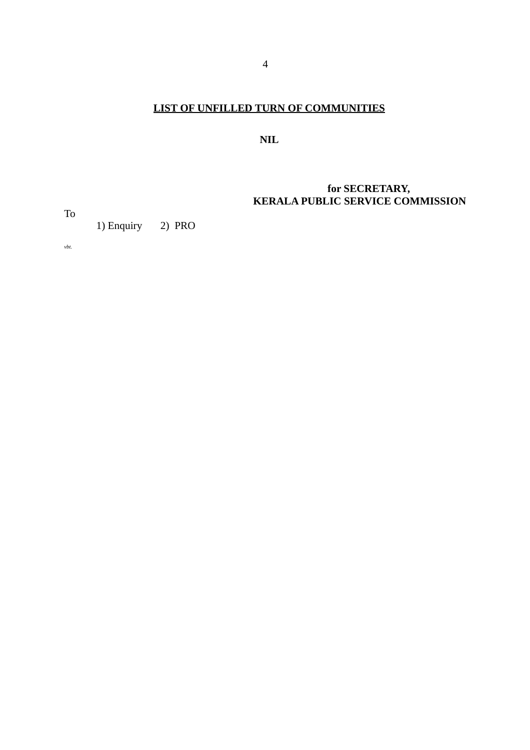**<u>LIST OF UNFILLED TURN OF COMMUNITIES</u>**

**NIL**

**for SECRETARY,**
**KERALA PUBLIC SERVICE COMMISSION**

To

1) Enquiry 2) PRO

*vbt.*